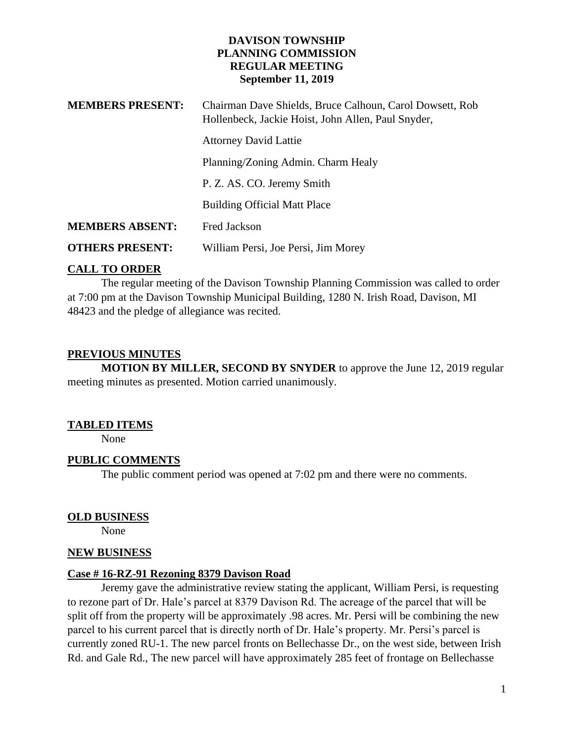# DAVISON TOWNSHIP
# PLANNING COMMISSION
# REGULAR MEETING
## September 11, 2019

**MEMBERS PRESENT:** Chairman Dave Shields, Bruce Calhoun, Carol Dowsett, Rob Hollenbeck, Jackie Hoist, John Allen, Paul Snyder,

Attorney David Lattie

Planning/Zoning Admin. Charm Healy

P. Z. AS. CO. Jeremy Smith

Building Official Matt Place

**MEMBERS ABSENT:** Fred Jackson

**OTHERS PRESENT:** William Persi, Joe Persi, Jim Morey

**CALL TO ORDER**

The regular meeting of the Davison Township Planning Commission was called to order at 7:00 pm at the Davison Township Municipal Building, 1280 N. Irish Road, Davison, MI 48423 and the pledge of allegiance was recited.

**PREVIOUS MINUTES**

**MOTION BY MILLER, SECOND BY SNYDER** to approve the June 12, 2019 regular meeting minutes as presented. Motion carried unanimously.

**TABLED ITEMS**

None

**PUBLIC COMMENTS**

The public comment period was opened at 7:02 pm and there were no comments.

**OLD BUSINESS**

None

**NEW BUSINESS**

**Case # 16-RZ-91 Rezoning 8379 Davison Road**

Jeremy gave the administrative review stating the applicant, William Persi, is requesting to rezone part of Dr. Hale's parcel at 8379 Davison Rd. The acreage of the parcel that will be split off from the property will be approximately .98 acres. Mr. Persi will be combining the new parcel to his current parcel that is directly north of Dr. Hale's property. Mr. Persi's parcel is currently zoned RU-1. The new parcel fronts on Bellechasse Dr., on the west side, between Irish Rd. and Gale Rd., The new parcel will have approximately 285 feet of frontage on Bellechasse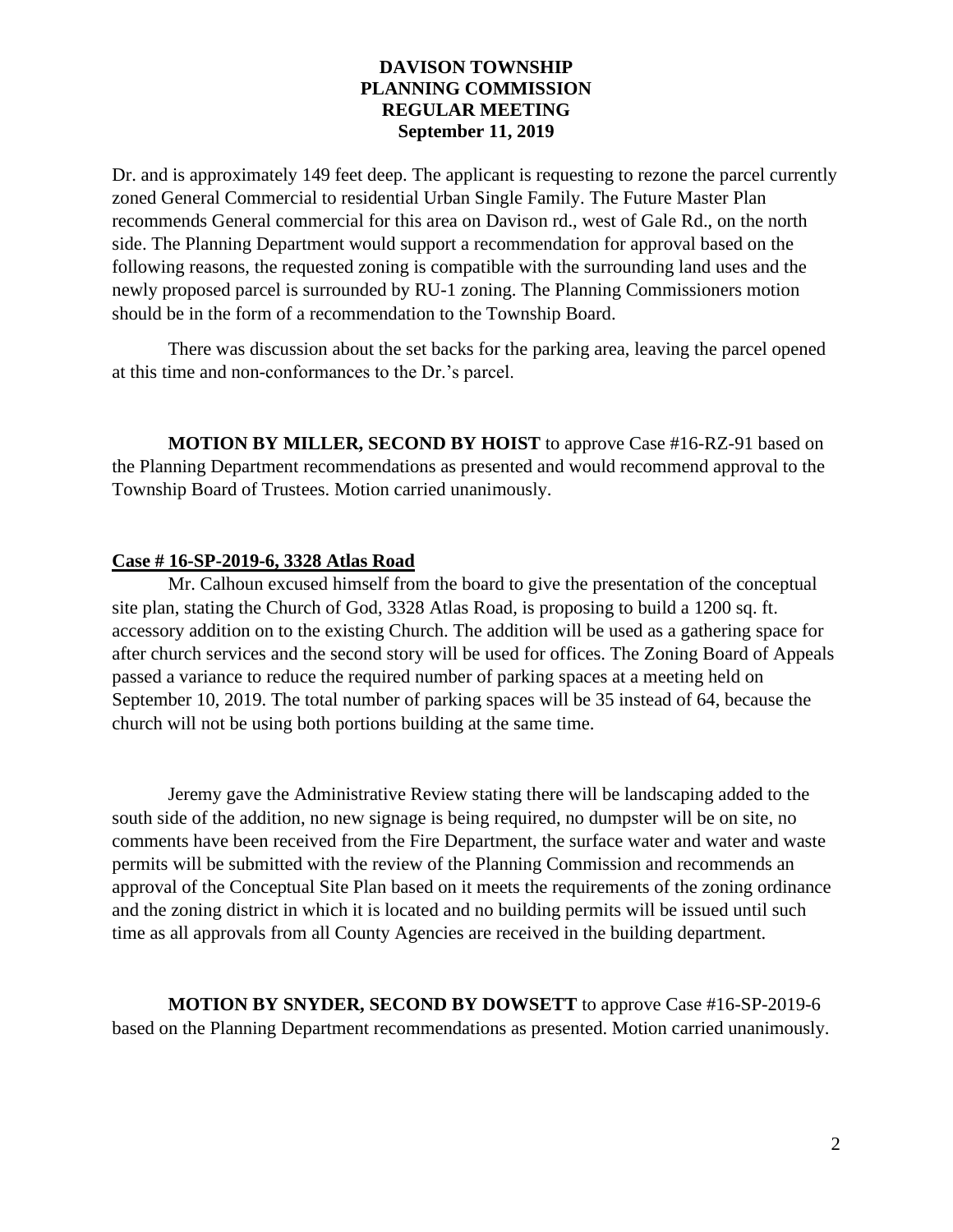Dr. and is approximately 149 feet deep. The applicant is requesting to rezone the parcel currently zoned General Commercial to residential Urban Single Family. The Future Master Plan recommends General commercial for this area on Davison rd., west of Gale Rd., on the north side. The Planning Department would support a recommendation for approval based on the following reasons, the requested zoning is compatible with the surrounding land uses and the newly proposed parcel is surrounded by RU-1 zoning. The Planning Commissioners motion should be in the form of a recommendation to the Township Board.

There was discussion about the set backs for the parking area, leaving the parcel opened at this time and non-conformances to the Dr.'s parcel.

**MOTION BY MILLER, SECOND BY HOIST** to approve Case #16-RZ-91 based on the Planning Department recommendations as presented and would recommend approval to the Township Board of Trustees. Motion carried unanimously.

**Case # 16-SP-2019-6, 3328 Atlas Road**

Mr. Calhoun excused himself from the board to give the presentation of the conceptual site plan, stating the Church of God, 3328 Atlas Road, is proposing to build a 1200 sq. ft. accessory addition on to the existing Church. The addition will be used as a gathering space for after church services and the second story will be used for offices. The Zoning Board of Appeals passed a variance to reduce the required number of parking spaces at a meeting held on September 10, 2019. The total number of parking spaces will be 35 instead of 64, because the church will not be using both portions building at the same time.

Jeremy gave the Administrative Review stating there will be landscaping added to the south side of the addition, no new signage is being required, no dumpster will be on site, no comments have been received from the Fire Department, the surface water and water and waste permits will be submitted with the review of the Planning Commission and recommends an approval of the Conceptual Site Plan based on it meets the requirements of the zoning ordinance and the zoning district in which it is located and no building permits will be issued until such time as all approvals from all County Agencies are received in the building department.

**MOTION BY SNYDER, SECOND BY DOWSETT** to approve Case #16-SP-2019-6 based on the Planning Department recommendations as presented. Motion carried unanimously.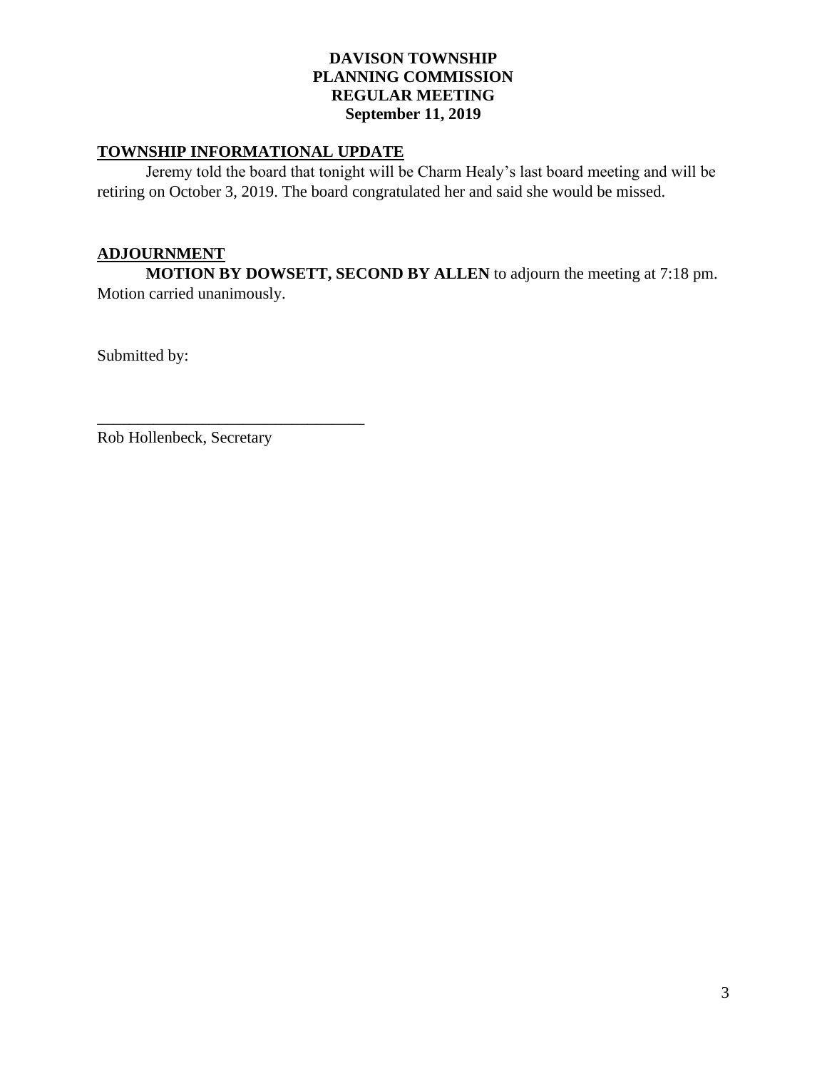**DAVISON TOWNSHIP**
**PLANNING COMMISSION**
**REGULAR MEETING**
**September 11, 2019**

## TOWNSHIP INFORMATIONAL UPDATE

Jeremy told the board that tonight will be Charm Healy's last board meeting and will be retiring on October 3, 2019. The board congratulated her and said she would be missed.

## ADJOURNMENT

**MOTION BY DOWSETT, SECOND BY ALLEN** to adjourn the meeting at 7:18 pm. Motion carried unanimously.

Submitted by:

\_\_\_\_\_\_\_\_\_\_\_\_\_\_\_\_\_\_\_\_\_\_\_\_\_\_\_\_\_\_\_\_\_\_
Rob Hollenbeck, Secretary